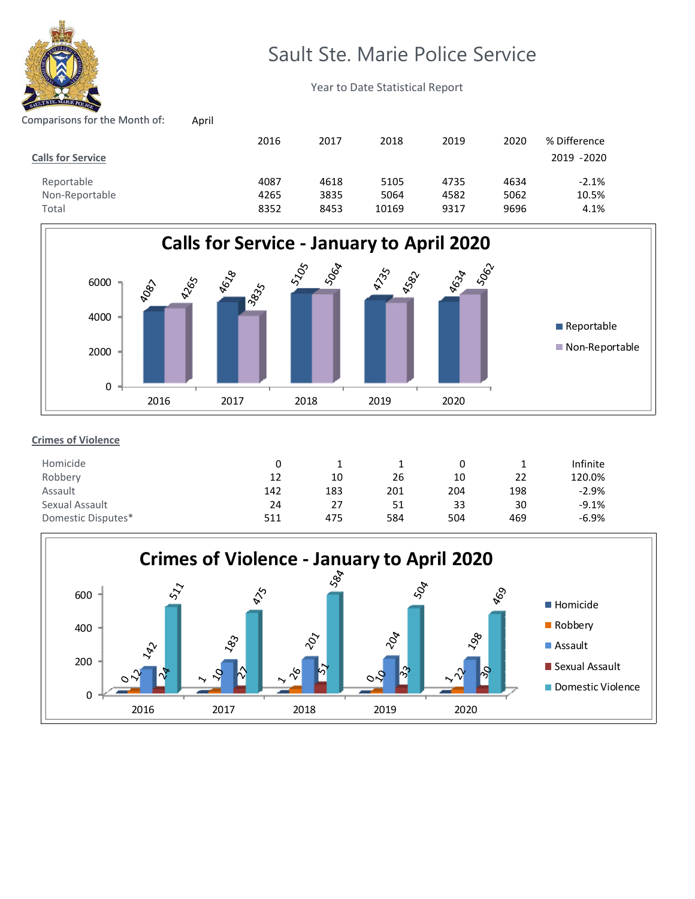# Sault Ste. Marie Police Service

Year to Date Statistical Report

Comparisons for the Month of: April

| Calls for Service | 2016 | 2017 | 2018 | 2019 | 2020 | % Difference 2019 -2020 |
|---|---|---|---|---|---|---|
| Reportable | 4087 | 4618 | 5105 | 4735 | 4634 | -2.1% |
| Non-Reportable | 4265 | 3835 | 5064 | 4582 | 5062 | 10.5% |
| Total | 8352 | 8453 | 10169 | 9317 | 9696 | 4.1% |

**Calls for Service - January to April 2020**

| Crimes of Violence | 2016 | 2017 | 2018 | 2019 | 2020 | % Difference 2019 -2020 |
|---|---|---|---|---|---|---|
| Homicide | 0 | 1 | 1 | 0 | 1 | Infinite |
| Robbery | 12 | 10 | 26 | 10 | 22 | 120.0% |
| Assault | 142 | 183 | 201 | 204 | 198 | -2.9% |
| Sexual Assault | 24 | 27 | 51 | 33 | 30 | -9.1% |
| Domestic Disputes* | 511 | 475 | 584 | 504 | 469 | -6.9% |

**Crimes of Violence - January to April 2020**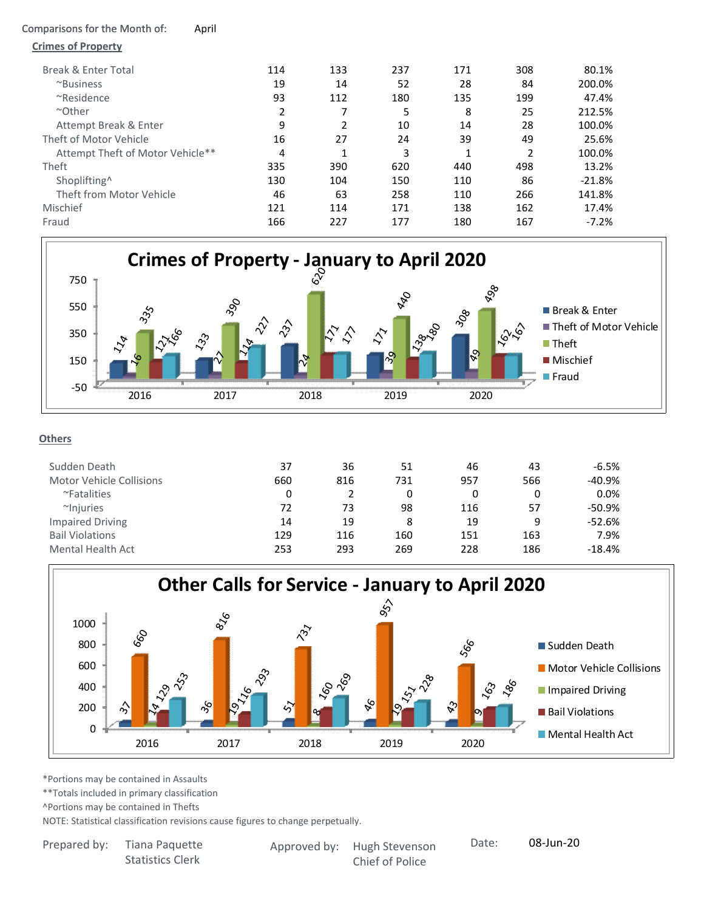Comparisons for the Month of: April

**Crimes of Property**

| | | | | | | |
|---|---|---|---|---|---|---|
| Break & Enter Total | 114 | 133 | 237 | 171 | 308 | 80.1% |
| ~Business | 19 | 14 | 52 | 28 | 84 | 200.0% |
| ~Residence | 93 | 112 | 180 | 135 | 199 | 47.4% |
| ~Other | 2 | 7 | 5 | 8 | 25 | 212.5% |
| Attempt Break & Enter | 9 | 2 | 10 | 14 | 28 | 100.0% |
| Theft of Motor Vehicle | 16 | 27 | 24 | 39 | 49 | 25.6% |
| Attempt Theft of Motor Vehicle** | 4 | 1 | 3 | 1 | 2 | 100.0% |
| Theft | 335 | 390 | 620 | 440 | 498 | 13.2% |
| Shoplifting^ | 130 | 104 | 150 | 110 | 86 | -21.8% |
| Theft from Motor Vehicle | 46 | 63 | 258 | 110 | 266 | 141.8% |
| Mischief | 121 | 114 | 171 | 138 | 162 | 17.4% |
| Fraud | 166 | 227 | 177 | 180 | 167 | -7.2% |

Crimes of Property - January to April 2020

750
550
350
150
-50

114 16 335 121 166
133 27 390 114 227
237 24 620 171 177
171 39 440 138 180
308 49 498 162 167

2016 2017 2018 2019 2020

Break & Enter
Theft of Motor Vehicle
Theft
Mischief
Fraud

**Others**

| | | | | | | |
|---|---|---|---|---|---|---|
| Sudden Death | 37 | 36 | 51 | 46 | 43 | -6.5% |
| Motor Vehicle Collisions | 660 | 816 | 731 | 957 | 566 | -40.9% |
| ~Fatalities | 0 | 2 | 0 | 0 | 0 | 0.0% |
| ~Injuries | 72 | 73 | 98 | 116 | 57 | -50.9% |
| Impaired Driving | 14 | 19 | 8 | 19 | 9 | -52.6% |
| Bail Violations | 129 | 116 | 160 | 151 | 163 | 7.9% |
| Mental Health Act | 253 | 293 | 269 | 228 | 186 | -18.4% |

Other Calls for Service - January to April 2020

1000
800
600
400
200
0

37 660 14 129 253
36 816 19 116 293
51 731 8 160 269
46 957 19 151 228
43 566 9 163 186

2016 2017 2018 2019 2020

Sudden Death
Motor Vehicle Collisions
Impaired Driving
Bail Violations
Mental Health Act

*Portions may be contained in Assaults
**Totals included in primary classification
^Portions may be contained in Thefts
NOTE: Statistical classification revisions cause figures to change perpetually.

Prepared by: Tiana Paquette, Statistics Clerk

Approved by: Hugh Stevenson, Chief of Police

Date: 08-Jun-20